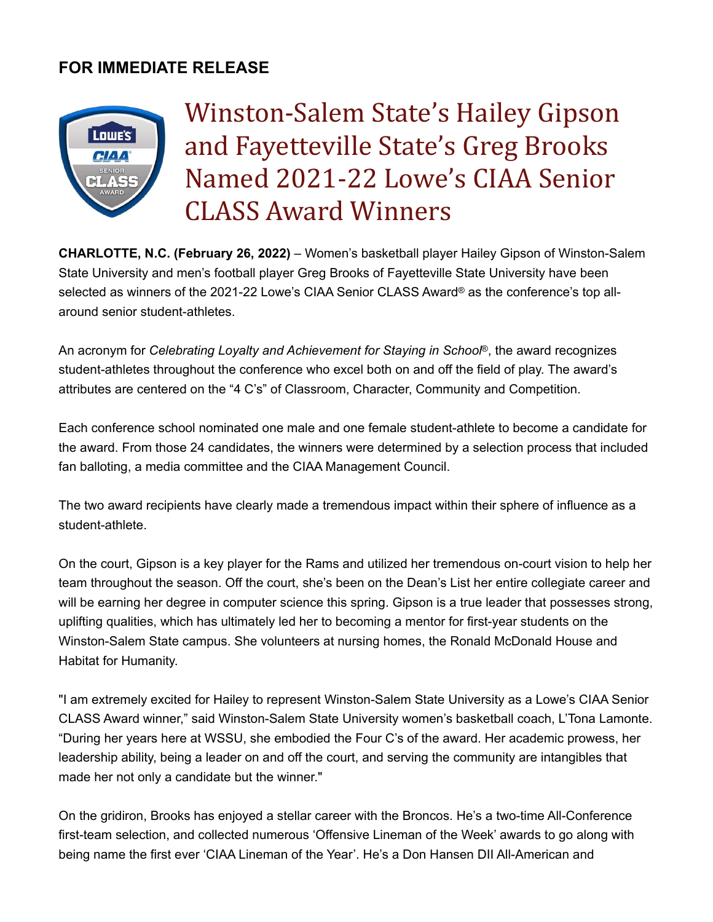**FOR IMMEDIATE RELEASE**

# Winston-Salem State's Hailey Gipson and Fayetteville State's Greg Brooks Named 2021-22 Lowe's CIAA Senior CLASS Award Winners

**CHARLOTTE, N.C. (February 26, 2022)** – Women's basketball player Hailey Gipson of Winston-Salem State University and men's football player Greg Brooks of Fayetteville State University have been selected as winners of the 2021-22 Lowe's CIAA Senior CLASS Award® as the conference's top all-around senior student-athletes.

An acronym for *Celebrating Loyalty and Achievement for Staying in School*®, the award recognizes student-athletes throughout the conference who excel both on and off the field of play. The award's attributes are centered on the "4 C's" of Classroom, Character, Community and Competition.

Each conference school nominated one male and one female student-athlete to become a candidate for the award. From those 24 candidates, the winners were determined by a selection process that included fan balloting, a media committee and the CIAA Management Council.

The two award recipients have clearly made a tremendous impact within their sphere of influence as a student-athlete.

On the court, Gipson is a key player for the Rams and utilized her tremendous on-court vision to help her team throughout the season. Off the court, she's been on the Dean's List her entire collegiate career and will be earning her degree in computer science this spring. Gipson is a true leader that possesses strong, uplifting qualities, which has ultimately led her to becoming a mentor for first-year students on the Winston-Salem State campus. She volunteers at nursing homes, the Ronald McDonald House and Habitat for Humanity.

"I am extremely excited for Hailey to represent Winston-Salem State University as a Lowe's CIAA Senior CLASS Award winner," said Winston-Salem State University women's basketball coach, L'Tona Lamonte. "During her years here at WSSU, she embodied the Four C's of the award. Her academic prowess, her leadership ability, being a leader on and off the court, and serving the community are intangibles that made her not only a candidate but the winner."

On the gridiron, Brooks has enjoyed a stellar career with the Broncos. He's a two-time All-Conference first-team selection, and collected numerous 'Offensive Lineman of the Week' awards to go along with being name the first ever 'CIAA Lineman of the Year'. He's a Don Hansen DII All-American and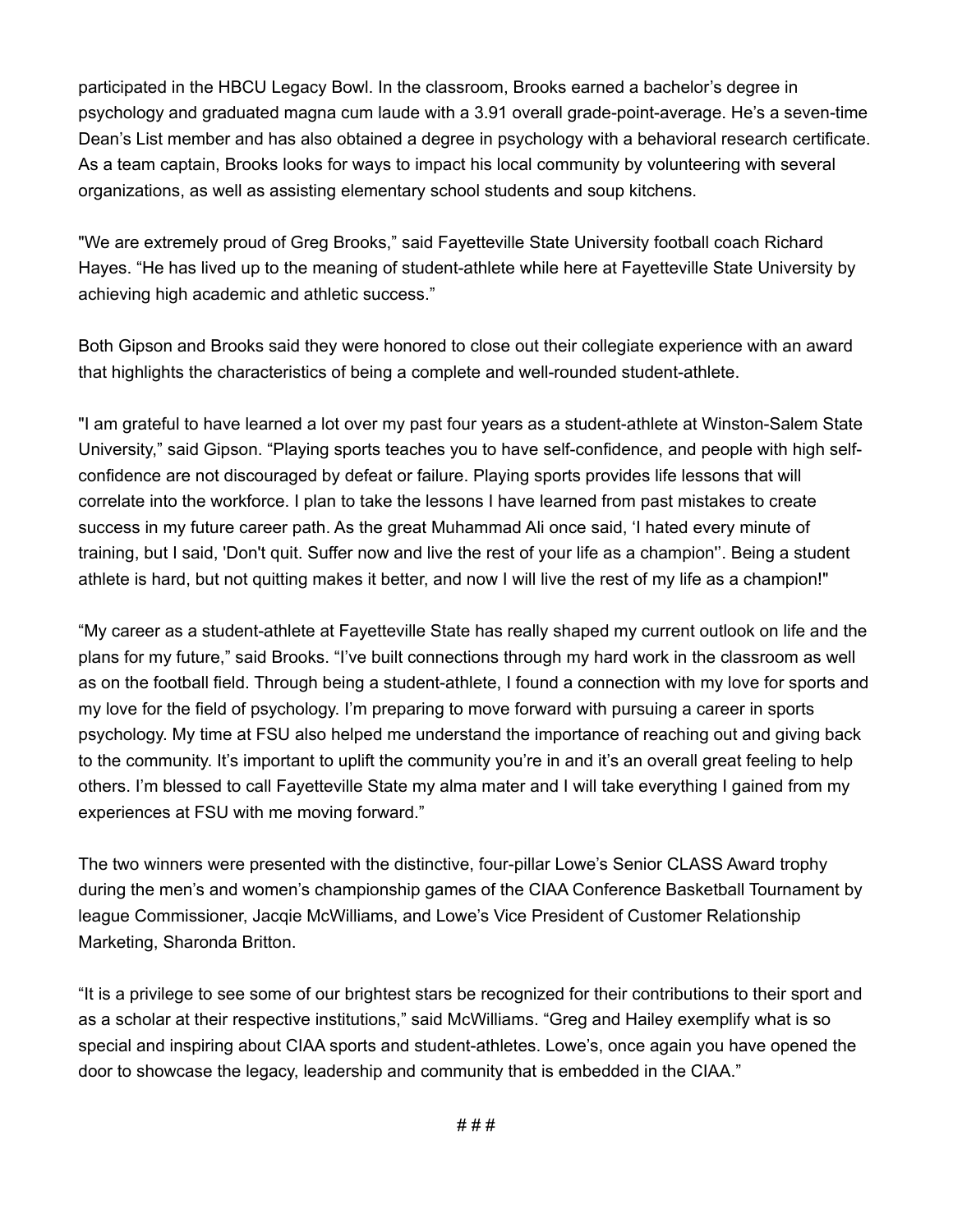participated in the HBCU Legacy Bowl. In the classroom, Brooks earned a bachelor's degree in psychology and graduated magna cum laude with a 3.91 overall grade-point-average. He's a seven-time Dean's List member and has also obtained a degree in psychology with a behavioral research certificate. As a team captain, Brooks looks for ways to impact his local community by volunteering with several organizations, as well as assisting elementary school students and soup kitchens.

"We are extremely proud of Greg Brooks," said Fayetteville State University football coach Richard Hayes. "He has lived up to the meaning of student-athlete while here at Fayetteville State University by achieving high academic and athletic success."

Both Gipson and Brooks said they were honored to close out their collegiate experience with an award that highlights the characteristics of being a complete and well-rounded student-athlete.

"I am grateful to have learned a lot over my past four years as a student-athlete at Winston-Salem State University," said Gipson. "Playing sports teaches you to have self-confidence, and people with high self-confidence are not discouraged by defeat or failure. Playing sports provides life lessons that will correlate into the workforce. I plan to take the lessons I have learned from past mistakes to create success in my future career path. As the great Muhammad Ali once said, 'I hated every minute of training, but I said, 'Don't quit. Suffer now and live the rest of your life as a champion''. Being a student athlete is hard, but not quitting makes it better, and now I will live the rest of my life as a champion!"

"My career as a student-athlete at Fayetteville State has really shaped my current outlook on life and the plans for my future," said Brooks. "I've built connections through my hard work in the classroom as well as on the football field. Through being a student-athlete, I found a connection with my love for sports and my love for the field of psychology. I'm preparing to move forward with pursuing a career in sports psychology. My time at FSU also helped me understand the importance of reaching out and giving back to the community. It's important to uplift the community you're in and it's an overall great feeling to help others. I'm blessed to call Fayetteville State my alma mater and I will take everything I gained from my experiences at FSU with me moving forward."

The two winners were presented with the distinctive, four-pillar Lowe's Senior CLASS Award trophy during the men's and women's championship games of the CIAA Conference Basketball Tournament by league Commissioner, Jacqie McWilliams, and Lowe's Vice President of Customer Relationship Marketing, Sharonda Britton.

"It is a privilege to see some of our brightest stars be recognized for their contributions to their sport and as a scholar at their respective institutions," said McWilliams. "Greg and Hailey exemplify what is so special and inspiring about CIAA sports and student-athletes. Lowe's, once again you have opened the door to showcase the legacy, leadership and community that is embedded in the CIAA."

# # #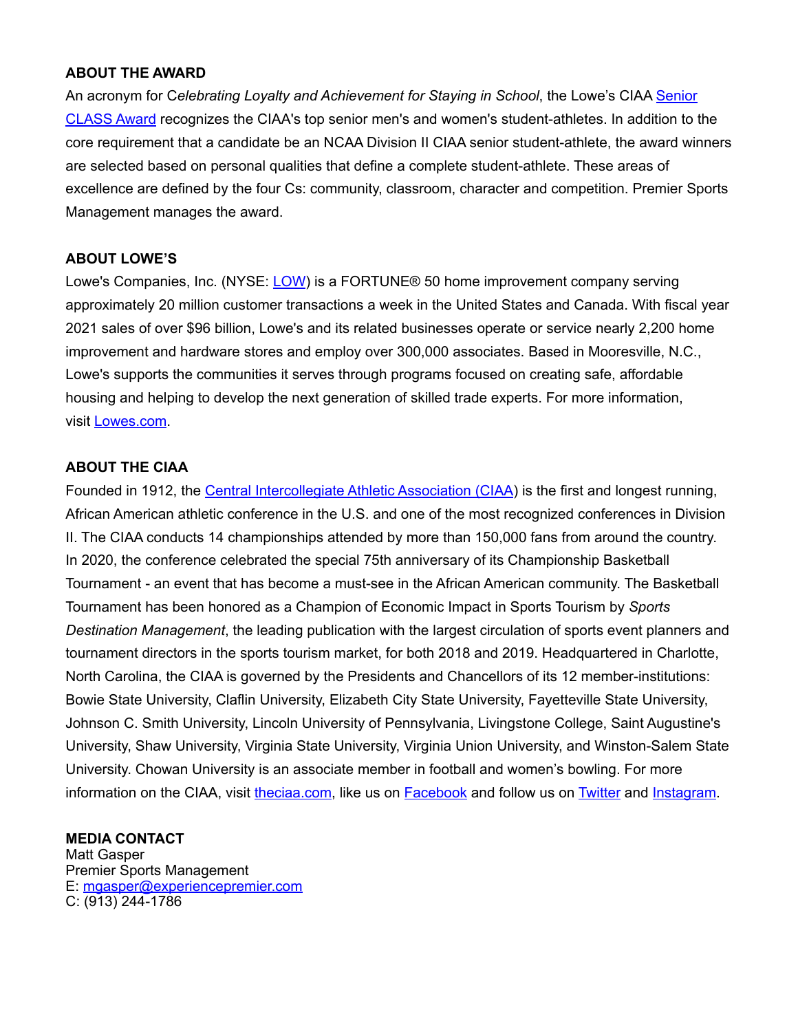## ABOUT THE AWARD

An acronym for C*elebrating Loyalty and Achievement for Staying in School*, the Lowe's CIAA Senior CLASS Award recognizes the CIAA's top senior men's and women's student-athletes. In addition to the core requirement that a candidate be an NCAA Division II CIAA senior student-athlete, the award winners are selected based on personal qualities that define a complete student-athlete. These areas of excellence are defined by the four Cs: community, classroom, character and competition. Premier Sports Management manages the award.

## ABOUT LOWE'S

Lowe's Companies, Inc. (NYSE: LOW) is a FORTUNE® 50 home improvement company serving approximately 20 million customer transactions a week in the United States and Canada. With fiscal year 2021 sales of over $96 billion, Lowe's and its related businesses operate or service nearly 2,200 home improvement and hardware stores and employ over 300,000 associates. Based in Mooresville, N.C., Lowe's supports the communities it serves through programs focused on creating safe, affordable housing and helping to develop the next generation of skilled trade experts. For more information, visit Lowes.com.

## ABOUT THE CIAA

Founded in 1912, the Central Intercollegiate Athletic Association (CIAA) is the first and longest running, African American athletic conference in the U.S. and one of the most recognized conferences in Division II. The CIAA conducts 14 championships attended by more than 150,000 fans from around the country. In 2020, the conference celebrated the special 75th anniversary of its Championship Basketball Tournament - an event that has become a must-see in the African American community. The Basketball Tournament has been honored as a Champion of Economic Impact in Sports Tourism by *Sports Destination Management*, the leading publication with the largest circulation of sports event planners and tournament directors in the sports tourism market, for both 2018 and 2019. Headquartered in Charlotte, North Carolina, the CIAA is governed by the Presidents and Chancellors of its 12 member-institutions: Bowie State University, Claflin University, Elizabeth City State University, Fayetteville State University, Johnson C. Smith University, Lincoln University of Pennsylvania, Livingstone College, Saint Augustine's University, Shaw University, Virginia State University, Virginia Union University, and Winston-Salem State University. Chowan University is an associate member in football and women's bowling. For more information on the CIAA, visit theciaa.com, like us on Facebook and follow us on Twitter and Instagram.

**MEDIA CONTACT**
Matt Gasper
Premier Sports Management
E: mgasper@experiencepremier.com
C: (913) 244-1786